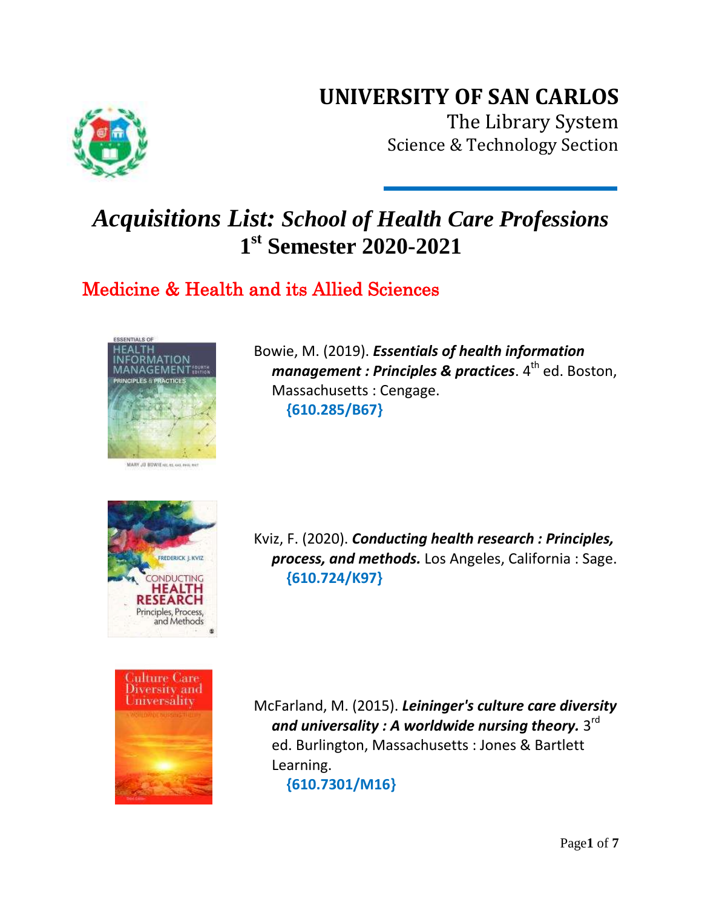# UNIVERSITY OF SAN CARLOS

The Library System

Science & Technology Section

## *Acquisitions List: School of Health Care Professions*

## 1st Semester 2020-2021

### Medicine & Health and its Allied Sciences

Bowie, M. (2019). ***Essentials of health information management : Principles & practices***. 4th ed. Boston, Massachusetts : Cengage.
**{610.285/B67}**

Kviz, F. (2020). ***Conducting health research : Principles, process, and methods.*** Los Angeles, California : Sage.
**{610.724/K97}**

McFarland, M. (2015). ***Leininger's culture care diversity and universality : A worldwide nursing theory.*** 3rd ed. Burlington, Massachusetts : Jones & Bartlett Learning.
**{610.7301/M16}**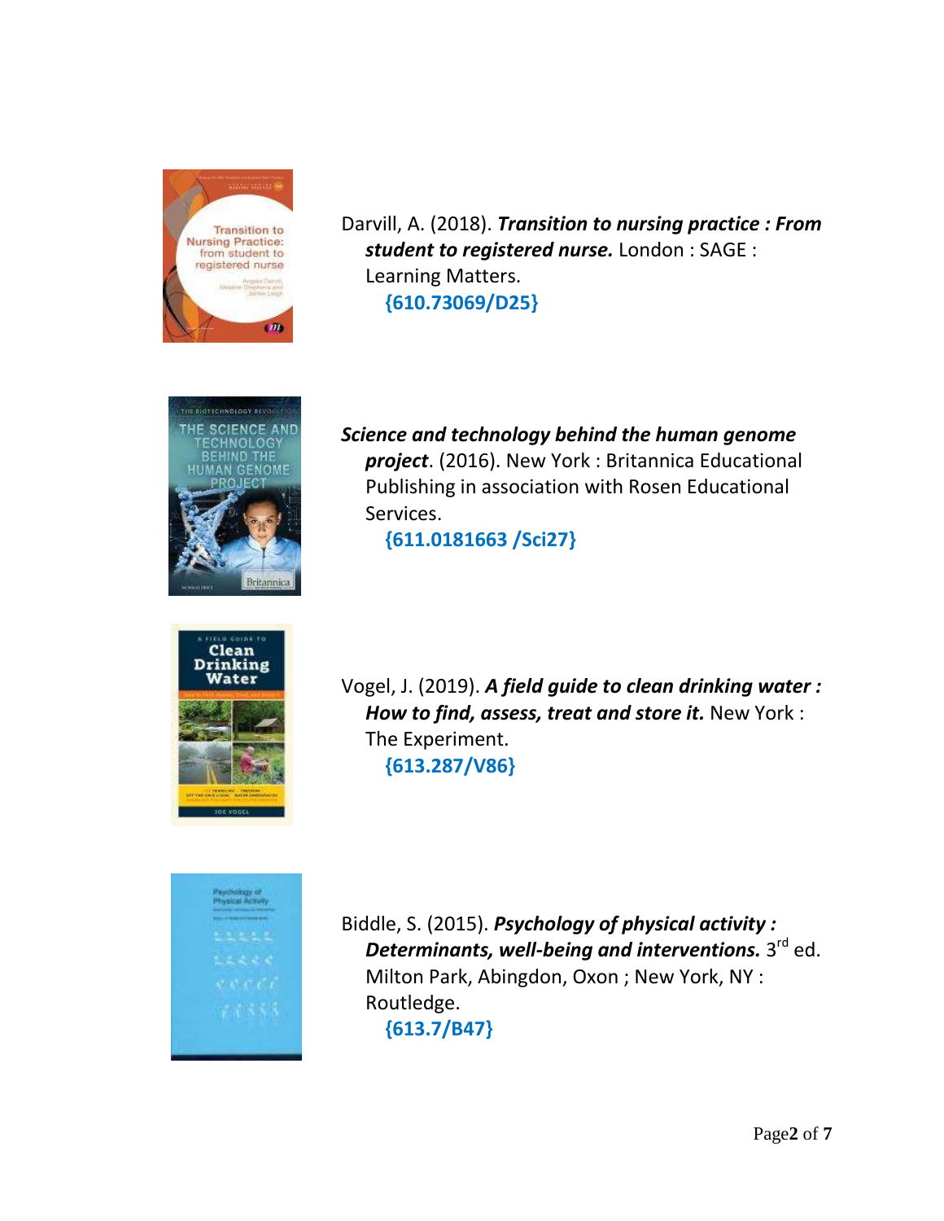Darvill, A. (2018). ***Transition to nursing practice : From student to registered nurse.*** London : SAGE : Learning Matters.
**{610.73069/D25}**

***Science and technology behind the human genome project***. (2016). New York : Britannica Educational Publishing in association with Rosen Educational Services.
**{611.0181663 /Sci27}**

Vogel, J. (2019). ***A field guide to clean drinking water : How to find, assess, treat and store it.*** New York : The Experiment.
**{613.287/V86}**

Biddle, S. (2015). ***Psychology of physical activity : Determinants, well-being and interventions.*** 3rd ed. Milton Park, Abingdon, Oxon ; New York, NY : Routledge.
**{613.7/B47}**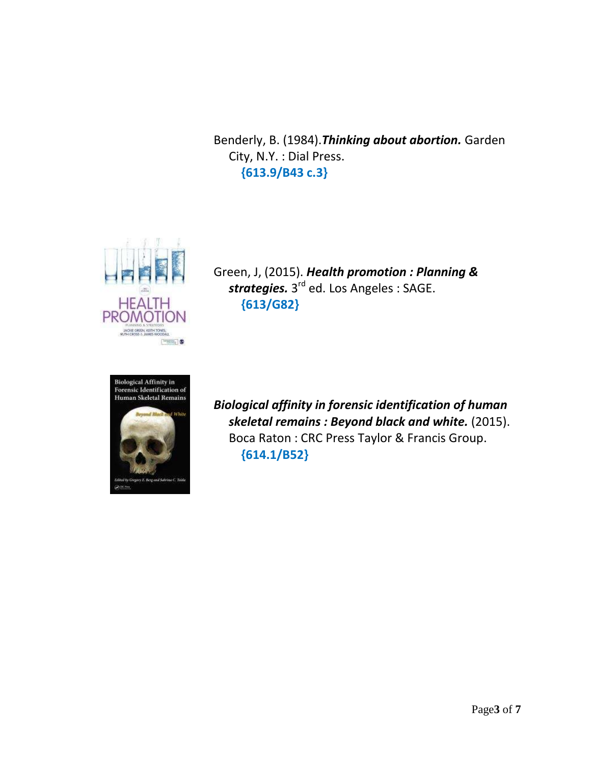Benderly, B. (1984).***Thinking about abortion.*** Garden City, N.Y. : Dial Press.
**{613.9/B43 c.3}**

Green, J, (2015). ***Health promotion : Planning & strategies.*** 3rd ed. Los Angeles : SAGE.
**{613/G82}**

***Biological affinity in forensic identification of human skeletal remains : Beyond black and white.*** (2015). Boca Raton : CRC Press Taylor & Francis Group.
**{614.1/B52}**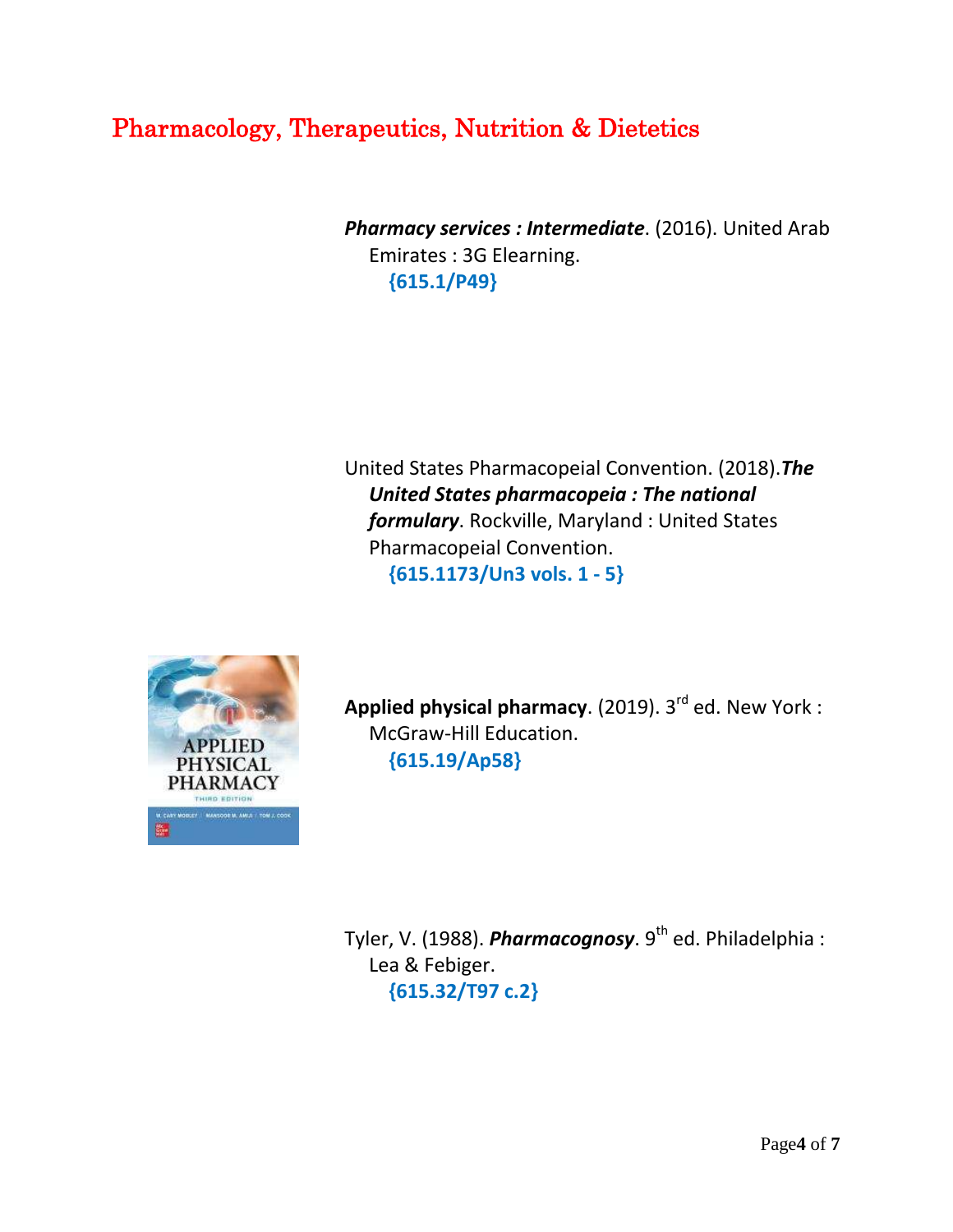# Pharmacology, Therapeutics, Nutrition & Dietetics

***Pharmacy services : Intermediate***. (2016). United Arab Emirates : 3G Elearning.
**{615.1/P49}**

United States Pharmacopeial Convention. (2018).***The United States pharmacopeia : The national formulary***. Rockville, Maryland : United States Pharmacopeial Convention.
**{615.1173/Un3 vols. 1 - 5}**

**Applied physical pharmacy**. (2019). 3rd ed. New York : McGraw-Hill Education.
**{615.19/Ap58}**

Tyler, V. (1988). ***Pharmacognosy***. 9th ed. Philadelphia : Lea & Febiger.
**{615.32/T97 c.2}**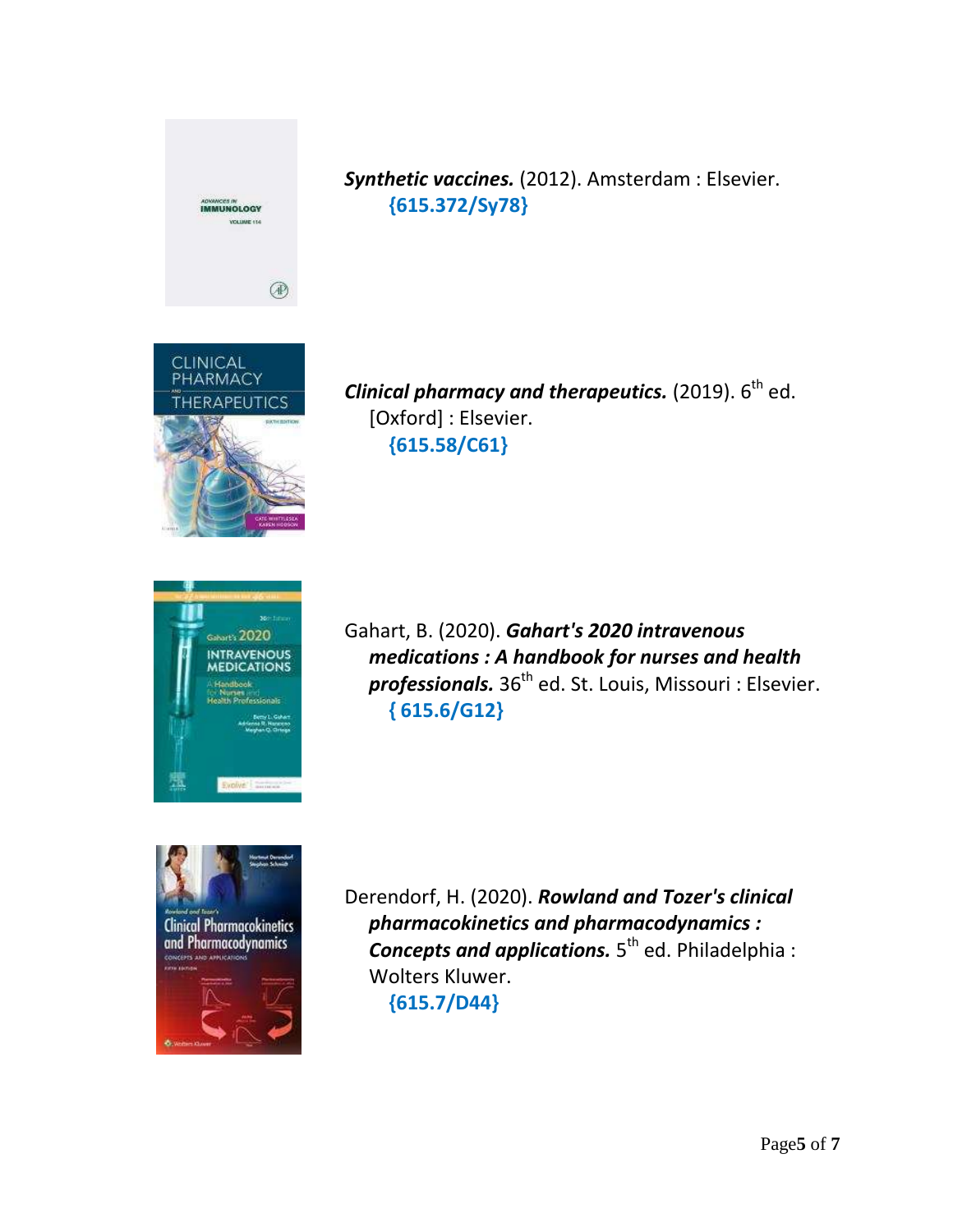***Synthetic vaccines.*** (2012). Amsterdam : Elsevier.
**{615.372/Sy78}**

***Clinical pharmacy and therapeutics.*** (2019). 6th ed. [Oxford] : Elsevier.
**{615.58/C61}**

Gahart, B. (2020). ***Gahart's 2020 intravenous medications : A handbook for nurses and health professionals.*** 36th ed. St. Louis, Missouri : Elsevier.
**{ 615.6/G12}**

Derendorf, H. (2020). ***Rowland and Tozer's clinical pharmacokinetics and pharmacodynamics : Concepts and applications.*** 5th ed. Philadelphia : Wolters Kluwer.
**{615.7/D44}**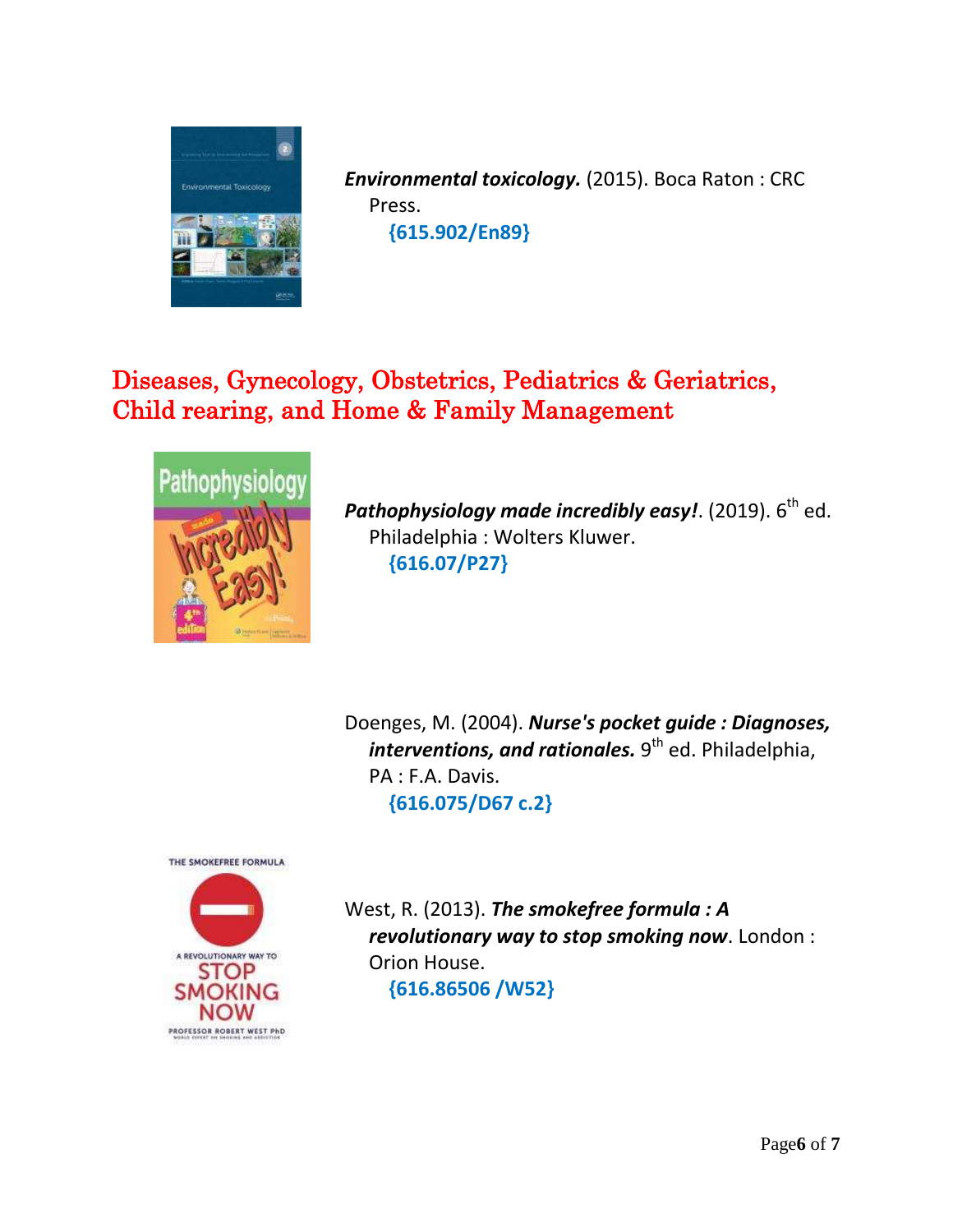***Environmental toxicology.*** (2015). Boca Raton : CRC Press.
**{615.902/En89}**

## Diseases, Gynecology, Obstetrics, Pediatrics & Geriatrics, Child rearing, and Home & Family Management

***Pathophysiology made incredibly easy!***. (2019). 6th ed. Philadelphia : Wolters Kluwer.
**{616.07/P27}**

Doenges, M. (2004). ***Nurse's pocket guide : Diagnoses, interventions, and rationales.*** 9th ed. Philadelphia, PA : F.A. Davis.
**{616.075/D67 c.2}**

West, R. (2013). ***The smokefree formula : A revolutionary way to stop smoking now***. London : Orion House.
**{616.86506 /W52}**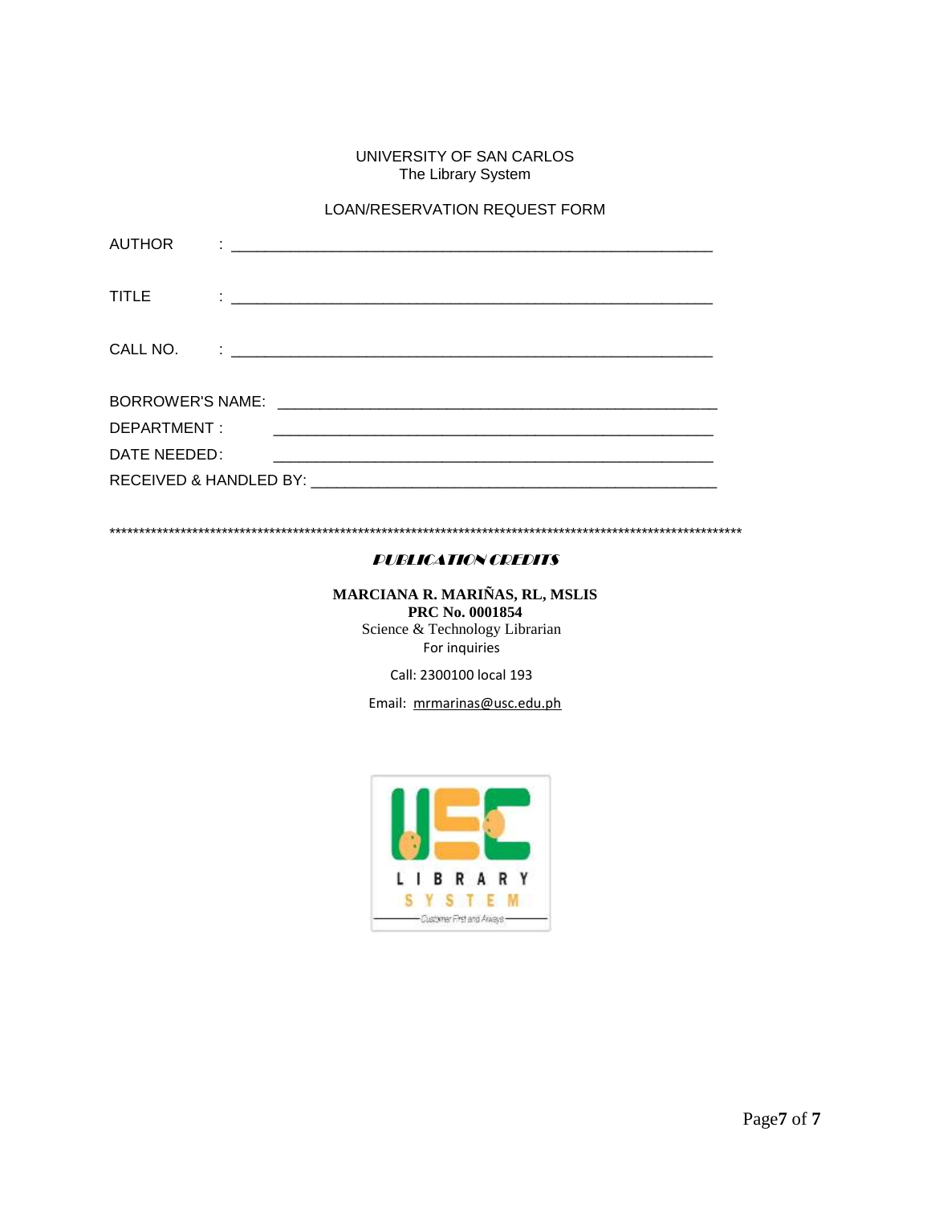UNIVERSITY OF SAN CARLOS
The Library System

LOAN/RESERVATION REQUEST FORM

AUTHOR : ____________________________________________________________

TITLE : ____________________________________________________________

CALL NO. : ____________________________________________________________

BORROWER'S NAME: ______________________________________________________

DEPARTMENT : ______________________________________________________

DATE NEEDED: ______________________________________________________

RECEIVED & HANDLED BY: _________________________________________________

**********************************************************************************************************

***PUBLICATION CREDITS***

**MARCIANA R. MARIÑAS, RL, MSLIS**
**PRC No. 0001854**
Science & Technology Librarian
For inquiries

Call: 2300100 local 193

Email: mrmarinas@usc.edu.ph

LIBRARY SYSTEM
Customer First and Always